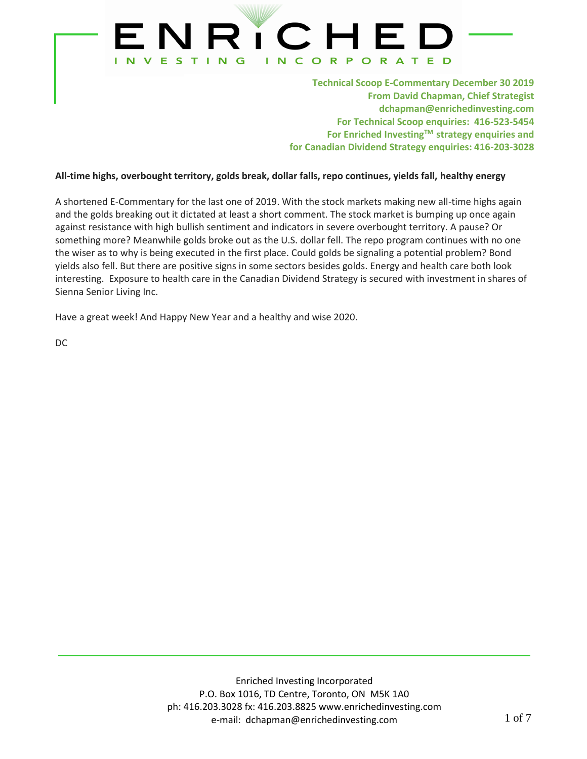# ENRICHED INVESTING INCORPORATED

**Technical Scoop E-Commentary December 30 2019**
**From David Chapman, Chief Strategist**
**dchapman@enrichedinvesting.com**
**For Technical Scoop enquiries: 416-523-5454**
**For Enriched Investing™ strategy enquiries and**
**for Canadian Dividend Strategy enquiries: 416-203-3028**

**All-time highs, overbought territory, golds break, dollar falls, repo continues, yields fall, healthy energy**

A shortened E-Commentary for the last one of 2019. With the stock markets making new all-time highs again and the golds breaking out it dictated at least a short comment. The stock market is bumping up once again against resistance with high bullish sentiment and indicators in severe overbought territory. A pause? Or something more? Meanwhile golds broke out as the U.S. dollar fell. The repo program continues with no one the wiser as to why is being executed in the first place. Could golds be signaling a potential problem? Bond yields also fell. But there are positive signs in some sectors besides golds. Energy and health care both look interesting. Exposure to health care in the Canadian Dividend Strategy is secured with investment in shares of Sienna Senior Living Inc.

Have a great week! And Happy New Year and a healthy and wise 2020.

DC

Enriched Investing Incorporated
P.O. Box 1016, TD Centre, Toronto, ON M5K 1A0
ph: 416.203.3028 fx: 416.203.8825 www.enrichedinvesting.com
e-mail: dchapman@enrichedinvesting.com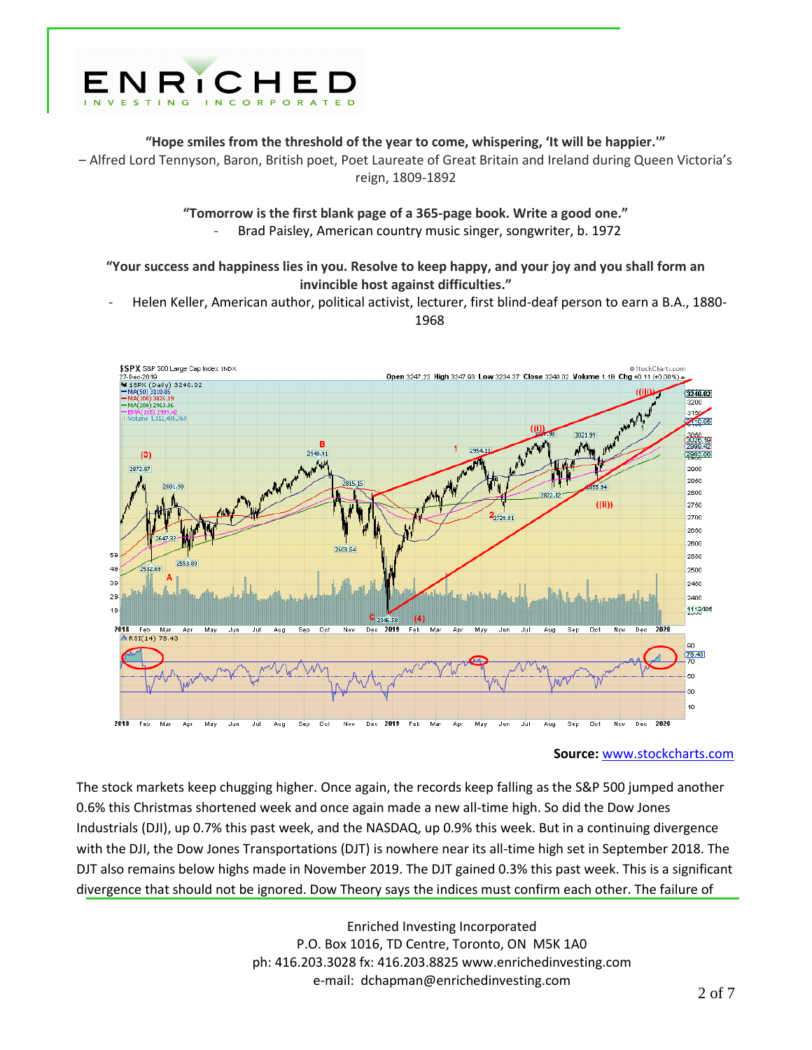**"Hope smiles from the threshold of the year to come, whispering, 'It will be happier.'"**
– Alfred Lord Tennyson, Baron, British poet, Poet Laureate of Great Britain and Ireland during Queen Victoria's reign, 1809-1892

**"Tomorrow is the first blank page of a 365-page book. Write a good one."**
- Brad Paisley, American country music singer, songwriter, b. 1972

**"Your success and happiness lies in you. Resolve to keep happy, and your joy and you shall form an invincible host against difficulties."**
- Helen Keller, American author, political activist, lecturer, first blind-deaf person to earn a B.A., 1880-1968

**Source:** www.stockcharts.com

The stock markets keep chugging higher. Once again, the records keep falling as the S&P 500 jumped another 0.6% this Christmas shortened week and once again made a new all-time high. So did the Dow Jones Industrials (DJI), up 0.7% this past week, and the NASDAQ, up 0.9% this week. But in a continuing divergence with the DJI, the Dow Jones Transportations (DJT) is nowhere near its all-time high set in September 2018. The DJT also remains below highs made in November 2019. The DJT gained 0.3% this past week. This is a significant divergence that should not be ignored. Dow Theory says the indices must confirm each other. The failure of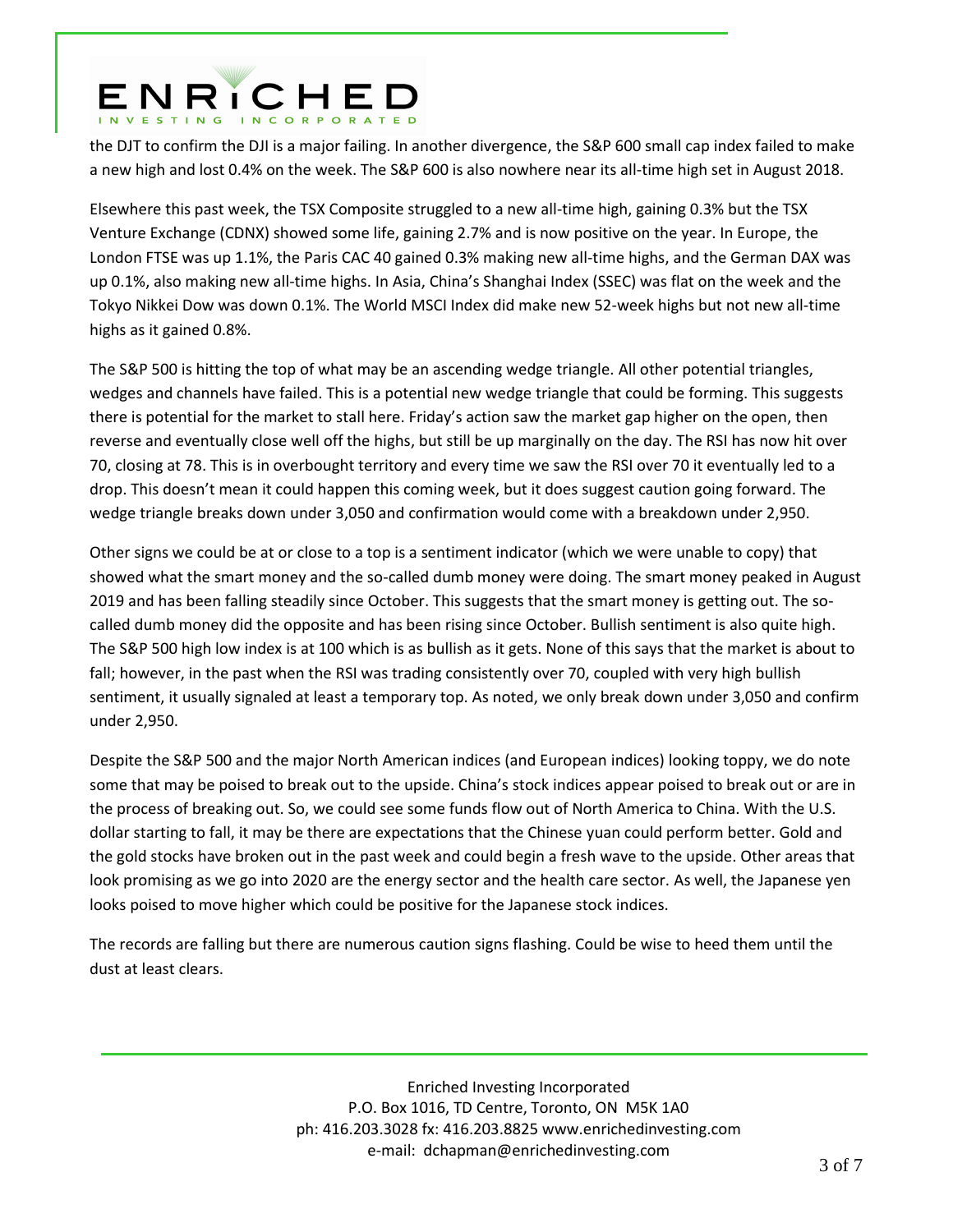the DJT to confirm the DJI is a major failing. In another divergence, the S&P 600 small cap index failed to make a new high and lost 0.4% on the week. The S&P 600 is also nowhere near its all-time high set in August 2018.

Elsewhere this past week, the TSX Composite struggled to a new all-time high, gaining 0.3% but the TSX Venture Exchange (CDNX) showed some life, gaining 2.7% and is now positive on the year. In Europe, the London FTSE was up 1.1%, the Paris CAC 40 gained 0.3% making new all-time highs, and the German DAX was up 0.1%, also making new all-time highs. In Asia, China's Shanghai Index (SSEC) was flat on the week and the Tokyo Nikkei Dow was down 0.1%. The World MSCI Index did make new 52-week highs but not new all-time highs as it gained 0.8%.

The S&P 500 is hitting the top of what may be an ascending wedge triangle. All other potential triangles, wedges and channels have failed. This is a potential new wedge triangle that could be forming. This suggests there is potential for the market to stall here. Friday's action saw the market gap higher on the open, then reverse and eventually close well off the highs, but still be up marginally on the day. The RSI has now hit over 70, closing at 78. This is in overbought territory and every time we saw the RSI over 70 it eventually led to a drop. This doesn't mean it could happen this coming week, but it does suggest caution going forward. The wedge triangle breaks down under 3,050 and confirmation would come with a breakdown under 2,950.

Other signs we could be at or close to a top is a sentiment indicator (which we were unable to copy) that showed what the smart money and the so-called dumb money were doing. The smart money peaked in August 2019 and has been falling steadily since October. This suggests that the smart money is getting out. The so-called dumb money did the opposite and has been rising since October. Bullish sentiment is also quite high. The S&P 500 high low index is at 100 which is as bullish as it gets. None of this says that the market is about to fall; however, in the past when the RSI was trading consistently over 70, coupled with very high bullish sentiment, it usually signaled at least a temporary top. As noted, we only break down under 3,050 and confirm under 2,950.

Despite the S&P 500 and the major North American indices (and European indices) looking toppy, we do note some that may be poised to break out to the upside. China's stock indices appear poised to break out or are in the process of breaking out. So, we could see some funds flow out of North America to China. With the U.S. dollar starting to fall, it may be there are expectations that the Chinese yuan could perform better. Gold and the gold stocks have broken out in the past week and could begin a fresh wave to the upside. Other areas that look promising as we go into 2020 are the energy sector and the health care sector. As well, the Japanese yen looks poised to move higher which could be positive for the Japanese stock indices.

The records are falling but there are numerous caution signs flashing. Could be wise to heed them until the dust at least clears.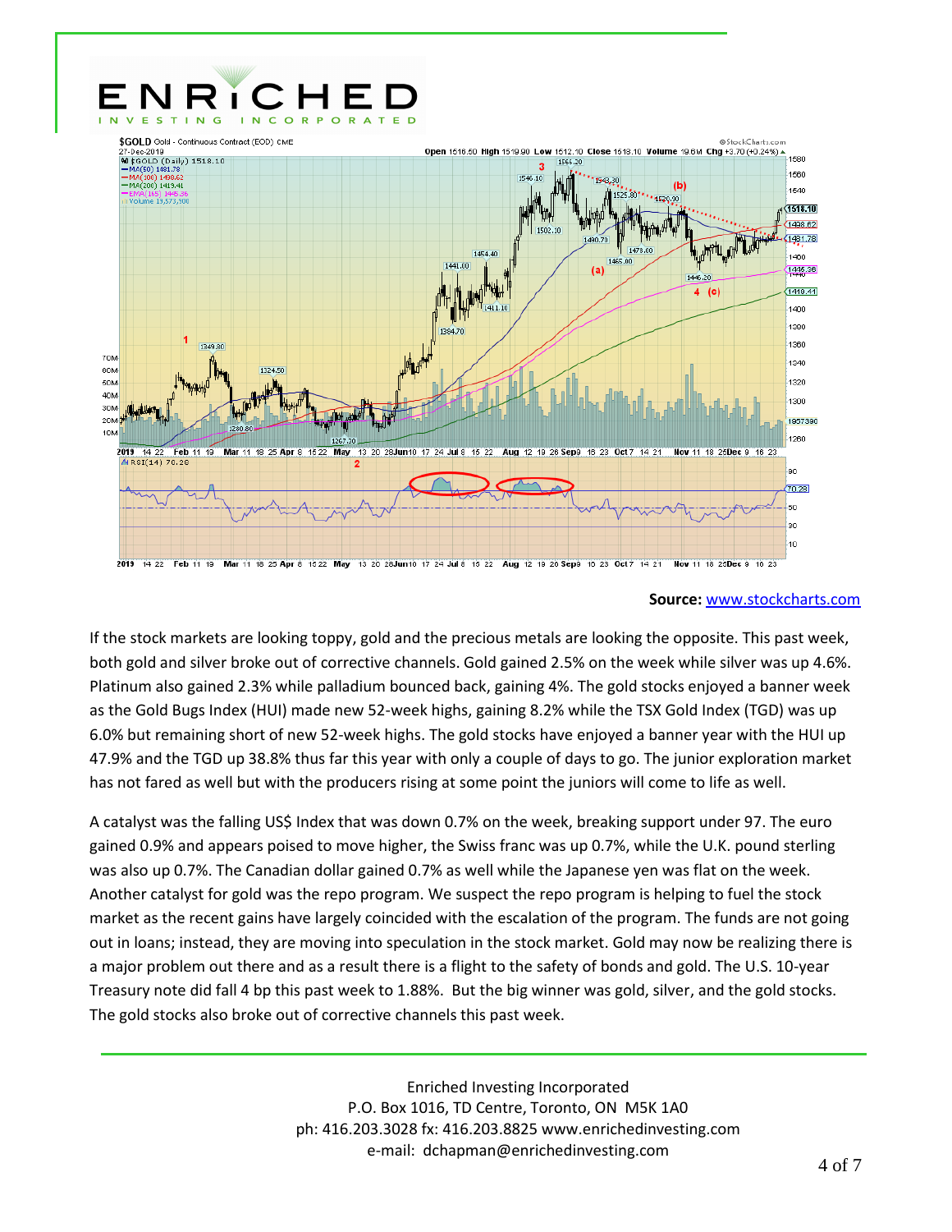**Source:** www.stockcharts.com

If the stock markets are looking toppy, gold and the precious metals are looking the opposite. This past week, both gold and silver broke out of corrective channels. Gold gained 2.5% on the week while silver was up 4.6%. Platinum also gained 2.3% while palladium bounced back, gaining 4%. The gold stocks enjoyed a banner week as the Gold Bugs Index (HUI) made new 52-week highs, gaining 8.2% while the TSX Gold Index (TGD) was up 6.0% but remaining short of new 52-week highs. The gold stocks have enjoyed a banner year with the HUI up 47.9% and the TGD up 38.8% thus far this year with only a couple of days to go. The junior exploration market has not fared as well but with the producers rising at some point the juniors will come to life as well.

A catalyst was the falling US$ Index that was down 0.7% on the week, breaking support under 97. The euro gained 0.9% and appears poised to move higher, the Swiss franc was up 0.7%, while the U.K. pound sterling was also up 0.7%. The Canadian dollar gained 0.7% as well while the Japanese yen was flat on the week. Another catalyst for gold was the repo program. We suspect the repo program is helping to fuel the stock market as the recent gains have largely coincided with the escalation of the program. The funds are not going out in loans; instead, they are moving into speculation in the stock market. Gold may now be realizing there is a major problem out there and as a result there is a flight to the safety of bonds and gold. The U.S. 10-year Treasury note did fall 4 bp this past week to 1.88%. But the big winner was gold, silver, and the gold stocks. The gold stocks also broke out of corrective channels this past week.

Enriched Investing Incorporated
P.O. Box 1016, TD Centre, Toronto, ON M5K 1A0
ph: 416.203.3028 fx: 416.203.8825 www.enrichedinvesting.com
e-mail: dchapman@enrichedinvesting.com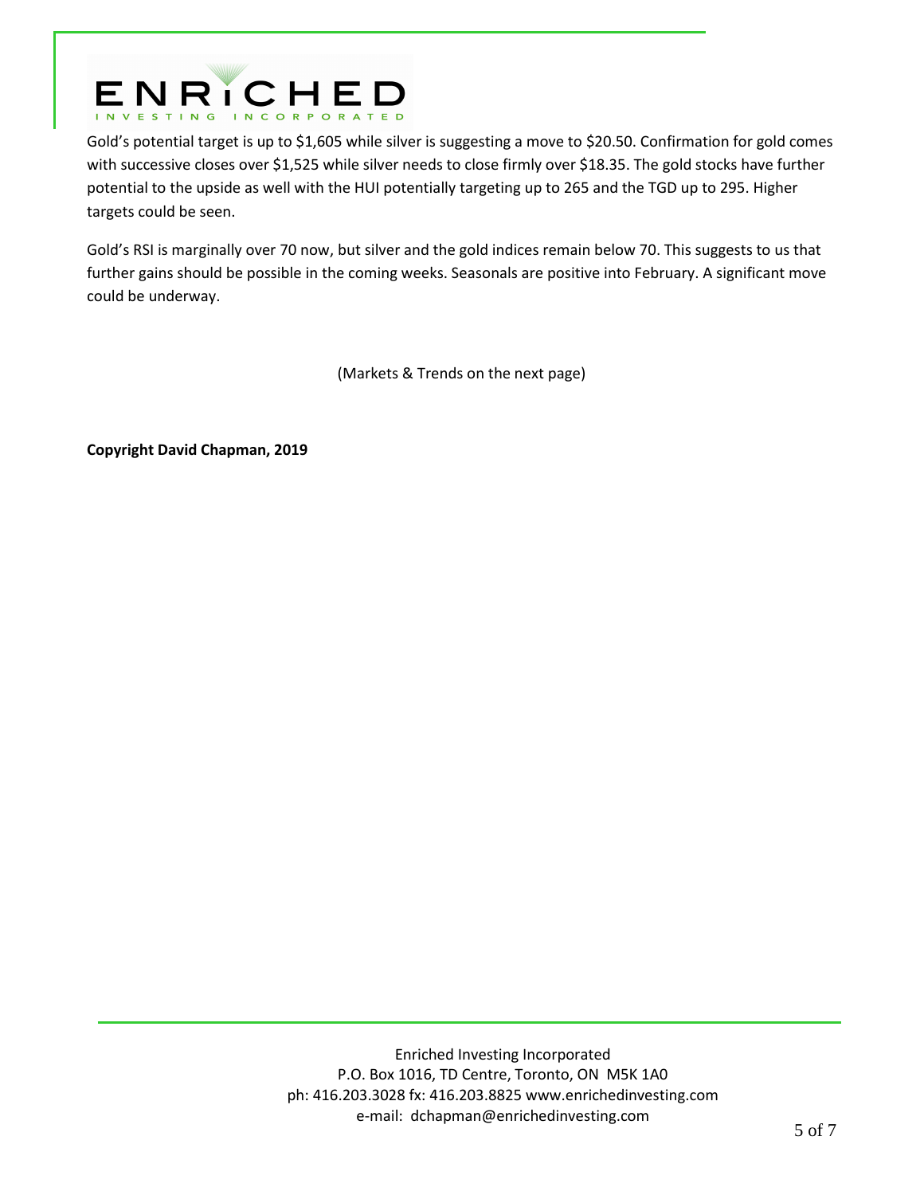Gold's potential target is up to $1,605 while silver is suggesting a move to $20.50. Confirmation for gold comes with successive closes over $1,525 while silver needs to close firmly over $18.35. The gold stocks have further potential to the upside as well with the HUI potentially targeting up to 265 and the TGD up to 295. Higher targets could be seen.

Gold's RSI is marginally over 70 now, but silver and the gold indices remain below 70. This suggests to us that further gains should be possible in the coming weeks. Seasonals are positive into February. A significant move could be underway.

(Markets & Trends on the next page)

**Copyright David Chapman, 2019**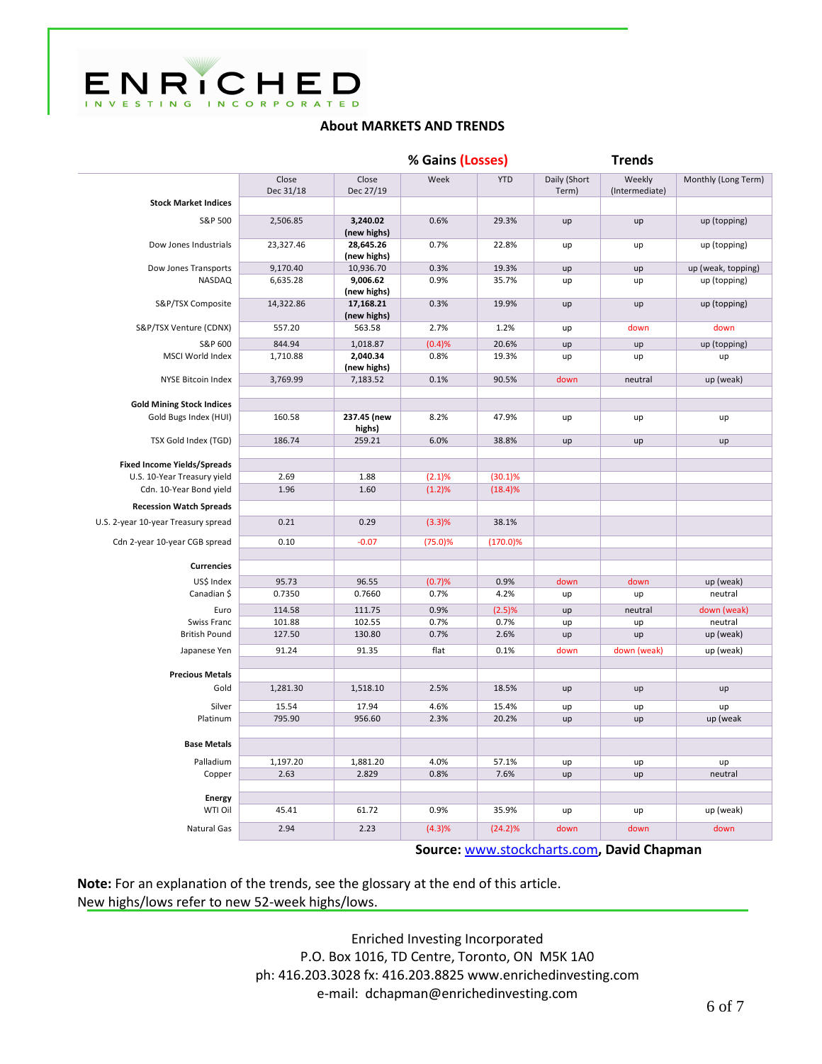ENRICHED
INVESTING INCORPORATED

## About MARKETS AND TRENDS

| | Close Dec 31/18 | Close Dec 27/19 | % Gains (Losses) Week | YTD | Trends Daily (Short Term) | Weekly (Intermediate) | Monthly (Long Term) |
|---|---|---|---|---|---|---|---|
| **Stock Market Indices** | | | | | | | |
| S&P 500 | 2,506.85 | **3,240.02 (new highs)** | 0.6% | 29.3% | up | up | up (topping) |
| Dow Jones Industrials | 23,327.46 | **28,645.26 (new highs)** | 0.7% | 22.8% | up | up | up (topping) |
| Dow Jones Transports | 9,170.40 | 10,936.70 | 0.3% | 19.3% | up | up | up (weak, topping) |
| NASDAQ | 6,635.28 | **9,006.62 (new highs)** | 0.9% | 35.7% | up | up | up (topping) |
| S&P/TSX Composite | 14,322.86 | **17,168.21 (new highs)** | 0.3% | 19.9% | up | up | up (topping) |
| S&P/TSX Venture (CDNX) | 557.20 | 563.58 | 2.7% | 1.2% | up | down | down |
| S&P 600 | 844.94 | 1,018.87 | (0.4)% | 20.6% | up | up | up (topping) |
| MSCI World Index | 1,710.88 | **2,040.34 (new highs)** | 0.8% | 19.3% | up | up | up |
| NYSE Bitcoin Index | 3,769.99 | 7,183.52 | 0.1% | 90.5% | down | neutral | up (weak) |
| **Gold Mining Stock Indices** | | | | | | | |
| Gold Bugs Index (HUI) | 160.58 | **237.45 (new highs)** | 8.2% | 47.9% | up | up | up |
| TSX Gold Index (TGD) | 186.74 | 259.21 | 6.0% | 38.8% | up | up | up |
| **Fixed Income Yields/Spreads** | | | | | | | |
| U.S. 10-Year Treasury yield | 2.69 | 1.88 | (2.1)% | (30.1)% | | | |
| Cdn. 10-Year Bond yield | 1.96 | 1.60 | (1.2)% | (18.4)% | | | |
| **Recession Watch Spreads** | | | | | | | |
| U.S. 2-year 10-year Treasury spread | 0.21 | 0.29 | (3.3)% | 38.1% | | | |
| Cdn 2-year 10-year CGB spread | 0.10 | -0.07 | (75.0)% | (170.0)% | | | |
| **Currencies** | | | | | | | |
| US$ Index | 95.73 | 96.55 | (0.7)% | 0.9% | down | down | up (weak) |
| Canadian $ | 0.7350 | 0.7660 | 0.7% | 4.2% | up | up | neutral |
| Euro | 114.58 | 111.75 | 0.9% | (2.5)% | up | neutral | down (weak) |
| Swiss Franc | 101.88 | 102.55 | 0.7% | 0.7% | up | up | neutral |
| British Pound | 127.50 | 130.80 | 0.7% | 2.6% | up | up | up (weak) |
| Japanese Yen | 91.24 | 91.35 | flat | 0.1% | down | down (weak) | up (weak) |
| **Precious Metals** | | | | | | | |
| Gold | 1,281.30 | 1,518.10 | 2.5% | 18.5% | up | up | up |
| Silver | 15.54 | 17.94 | 4.6% | 15.4% | up | up | up |
| Platinum | 795.90 | 956.60 | 2.3% | 20.2% | up | up | up (weak |
| **Base Metals** | | | | | | | |
| Palladium | 1,197.20 | 1,881.20 | 4.0% | 57.1% | up | up | up |
| Copper | 2.63 | 2.829 | 0.8% | 7.6% | up | up | neutral |
| **Energy** | | | | | | | |
| WTI Oil | 45.41 | 61.72 | 0.9% | 35.9% | up | up | up (weak) |
| Natural Gas | 2.94 | 2.23 | (4.3)% | (24.2)% | down | down | down |

**Source:** www.stockcharts.com, **David Chapman**

**Note:** For an explanation of the trends, see the glossary at the end of this article.
New highs/lows refer to new 52-week highs/lows.

Enriched Investing Incorporated
P.O. Box 1016, TD Centre, Toronto, ON M5K 1A0
ph: 416.203.3028 fx: 416.203.8825 www.enrichedinvesting.com
e-mail: dchapman@enrichedinvesting.com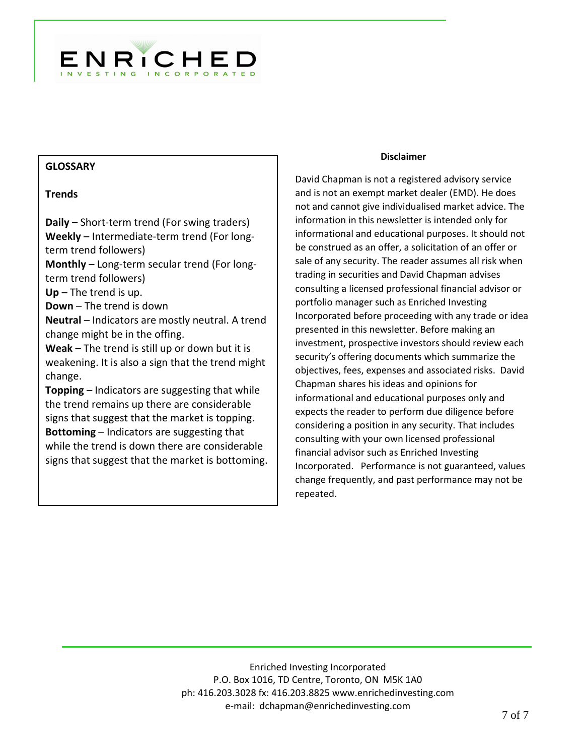## GLOSSARY

### Trends

**Daily** – Short-term trend (For swing traders)
**Weekly** – Intermediate-term trend (For long-term trend followers)
**Monthly** – Long-term secular trend (For long-term trend followers)
**Up** – The trend is up.
**Down** – The trend is down
**Neutral** – Indicators are mostly neutral. A trend change might be in the offing.
**Weak** – The trend is still up or down but it is weakening. It is also a sign that the trend might change.
**Topping** – Indicators are suggesting that while the trend remains up there are considerable signs that suggest that the market is topping.
**Bottoming** – Indicators are suggesting that while the trend is down there are considerable signs that suggest that the market is bottoming.

## Disclaimer

David Chapman is not a registered advisory service and is not an exempt market dealer (EMD). He does not and cannot give individualised market advice. The information in this newsletter is intended only for informational and educational purposes. It should not be construed as an offer, a solicitation of an offer or sale of any security. The reader assumes all risk when trading in securities and David Chapman advises consulting a licensed professional financial advisor or portfolio manager such as Enriched Investing Incorporated before proceeding with any trade or idea presented in this newsletter. Before making an investment, prospective investors should review each security's offering documents which summarize the objectives, fees, expenses and associated risks. David Chapman shares his ideas and opinions for informational and educational purposes only and expects the reader to perform due diligence before considering a position in any security. That includes consulting with your own licensed professional financial advisor such as Enriched Investing Incorporated. Performance is not guaranteed, values change frequently, and past performance may not be repeated.

Enriched Investing Incorporated
P.O. Box 1016, TD Centre, Toronto, ON M5K 1A0
ph: 416.203.3028 fx: 416.203.8825 www.enrichedinvesting.com
e-mail: dchapman@enrichedinvesting.com